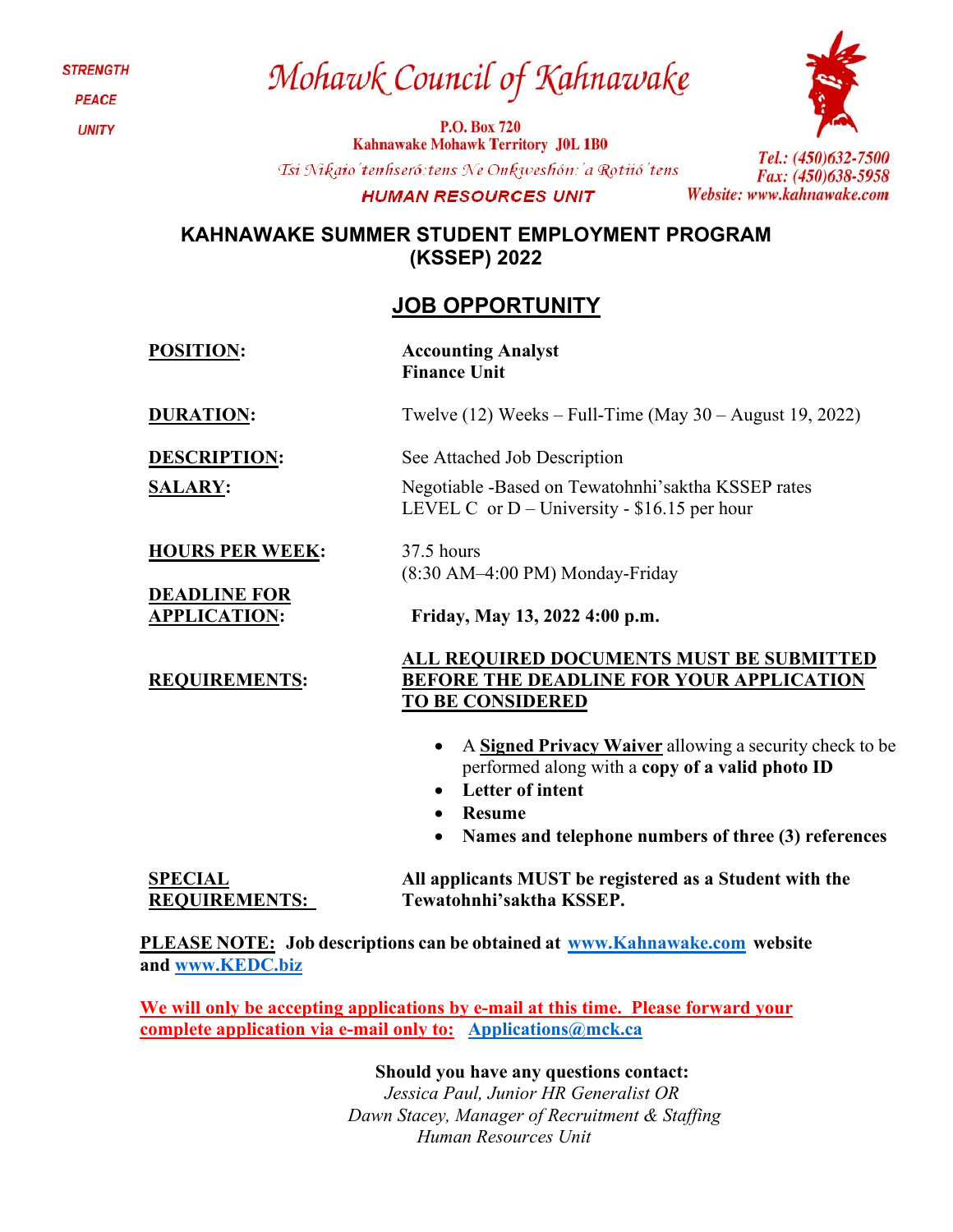STRENGTH
PEACE
UNITY

# Mohawk Council of Kahnawake

**P.O. Box 720**
**Kahnawake Mohawk Territory J0L 1B0**

*Tsi Nikaio'tenhseró:tens Ne Onkwehshón:'a Rotiió'tens*

**HUMAN RESOURCES UNIT**

*Tel.: (450)632-7500*
*Fax: (450)638-5958*
*Website: www.kahnawake.com*

## KAHNAWAKE SUMMER STUDENT EMPLOYMENT PROGRAM (KSSEP) 2022

## JOB OPPORTUNITY

**POSITION:** **Accounting Analyst**
**Finance Unit**

**DURATION:** Twelve (12) Weeks – Full-Time (May 30 – August 19, 2022)

**DESCRIPTION:** See Attached Job Description

**SALARY:** Negotiable -Based on Tewatohnhi'saktha KSSEP rates
LEVEL C or D – University - $16.15 per hour

**HOURS PER WEEK:** 37.5 hours
(8:30 AM–4:00 PM) Monday-Friday

**DEADLINE FOR APPLICATION:** **Friday, May 13, 2022 4:00 p.m.**

**REQUIREMENTS:** **ALL REQUIRED DOCUMENTS MUST BE SUBMITTED BEFORE THE DEADLINE FOR YOUR APPLICATION TO BE CONSIDERED**

- A **Signed Privacy Waiver** allowing a security check to be performed along with a **copy of a valid photo ID**
- **Letter of intent**
- **Resume**
- **Names and telephone numbers of three (3) references**

**SPECIAL REQUIREMENTS:** **All applicants MUST be registered as a Student with the Tewatohnhi'saktha KSSEP.**

**PLEASE NOTE:** **Job descriptions can be obtained at www.Kahnawake.com website and www.KEDC.biz**

**We will only be accepting applications by e-mail at this time. Please forward your complete application via e-mail only to: Applications@mck.ca**

**Should you have any questions contact:**
*Jessica Paul, Junior HR Generalist OR*
*Dawn Stacey, Manager of Recruitment & Staffing*
*Human Resources Unit*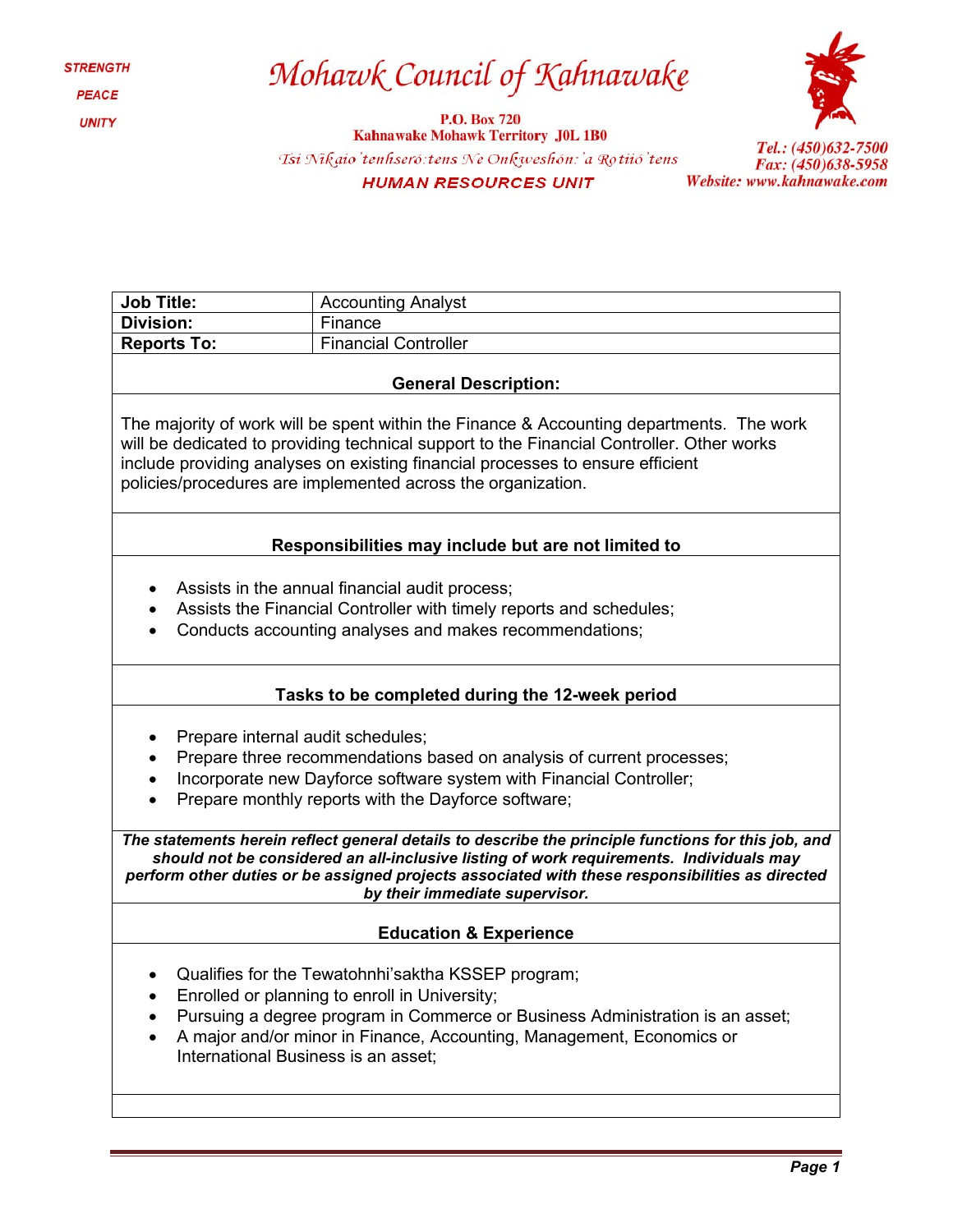STRENGTH

PEACE

UNITY

# Mohawk Council of Kahnawake

P.O. Box 720
Kahnawake Mohawk Territory J0L 1B0

Tsi Nikaio'tenhseró:tens Ne Onkweshón:'a Rotiió'tens

**HUMAN RESOURCES UNIT**

Tel.: (450)632-7500
Fax: (450)638-5958
Website: www.kahnawake.com

| **Job Title:** | Accounting Analyst |
|---|---|
| **Division:** | Finance |
| **Reports To:** | Financial Controller |

**General Description:**

The majority of work will be spent within the Finance & Accounting departments. The work will be dedicated to providing technical support to the Financial Controller. Other works include providing analyses on existing financial processes to ensure efficient policies/procedures are implemented across the organization.

**Responsibilities may include but are not limited to**

- Assists in the annual financial audit process;
- Assists the Financial Controller with timely reports and schedules;
- Conducts accounting analyses and makes recommendations;

**Tasks to be completed during the 12-week period**

- Prepare internal audit schedules;
- Prepare three recommendations based on analysis of current processes;
- Incorporate new Dayforce software system with Financial Controller;
- Prepare monthly reports with the Dayforce software;

***The statements herein reflect general details to describe the principle functions for this job, and should not be considered an all-inclusive listing of work requirements. Individuals may perform other duties or be assigned projects associated with these responsibilities as directed by their immediate supervisor.***

**Education & Experience**

- Qualifies for the Tewatohnhi'saktha KSSEP program;
- Enrolled or planning to enroll in University;
- Pursuing a degree program in Commerce or Business Administration is an asset;
- A major and/or minor in Finance, Accounting, Management, Economics or International Business is an asset;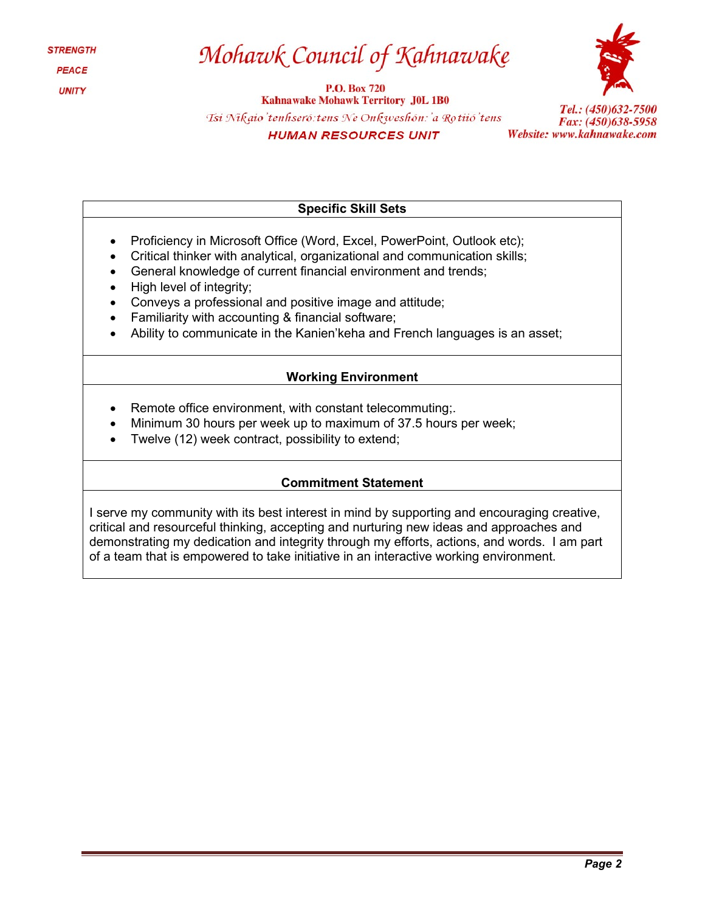### Specific Skill Sets

- Proficiency in Microsoft Office (Word, Excel, PowerPoint, Outlook etc);
- Critical thinker with analytical, organizational and communication skills;
- General knowledge of current financial environment and trends;
- High level of integrity;
- Conveys a professional and positive image and attitude;
- Familiarity with accounting & financial software;
- Ability to communicate in the Kanien'keha and French languages is an asset;

### Working Environment

- Remote office environment, with constant telecommuting;.
- Minimum 30 hours per week up to maximum of 37.5 hours per week;
- Twelve (12) week contract, possibility to extend;

### Commitment Statement

I serve my community with its best interest in mind by supporting and encouraging creative, critical and resourceful thinking, accepting and nurturing new ideas and approaches and demonstrating my dedication and integrity through my efforts, actions, and words. I am part of a team that is empowered to take initiative in an interactive working environment.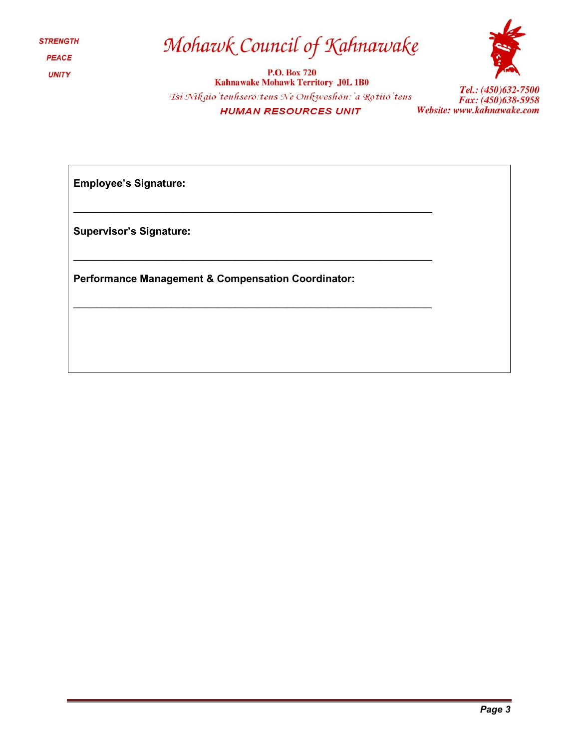**Employee's Signature:**

_______________________________________________________________

**Supervisor's Signature:**

_______________________________________________________________

**Performance Management & Compensation Coordinator:**

_______________________________________________________________